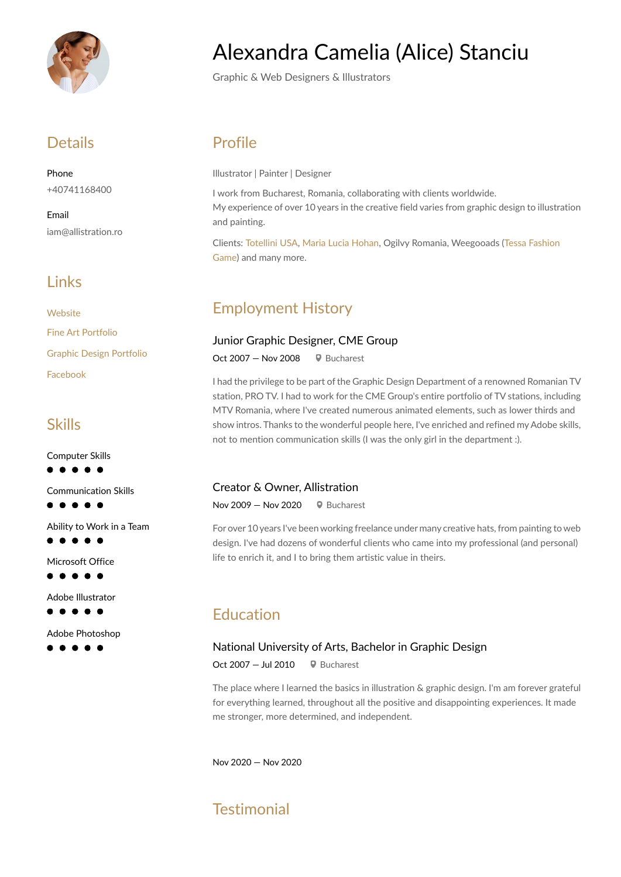# Alexandra Camelia (Alice) Stanciu

Graphic & Web Designers & Illustrators

## Details

Phone

+40741168400

Email

iam@allistration.ro

## Links

Website

Fine Art Portfolio

Graphic Design Portfolio

Facebook

## Skills

Computer Skills

Communication Skills

Ability to Work in a Team

Microsoft Office

Adobe Illustrator

Adobe Photoshop

## Profile

Illustrator | Painter | Designer

I work from Bucharest, Romania, collaborating with clients worldwide.
My experience of over 10 years in the creative field varies from graphic design to illustration and painting.

Clients: Totellini USA, Maria Lucia Hohan, Ogilvy Romania, Weegooads (Tessa Fashion Game) and many more.

## Employment History

### Junior Graphic Designer, CME Group

Oct 2007 — Nov 2008 Bucharest

I had the privilege to be part of the Graphic Design Department of a renowned Romanian TV station, PRO TV. I had to work for the CME Group's entire portfolio of TV stations, including MTV Romania, where I've created numerous animated elements, such as lower thirds and show intros. Thanks to the wonderful people here, I've enriched and refined my Adobe skills, not to mention communication skills (I was the only girl in the department :).

### Creator & Owner, Allistration

Nov 2009 — Nov 2020 Bucharest

For over 10 years I've been working freelance under many creative hats, from painting to web design. I've had dozens of wonderful clients who came into my professional (and personal) life to enrich it, and I to bring them artistic value in theirs.

## Education

### National University of Arts, Bachelor in Graphic Design

Oct 2007 — Jul 2010 Bucharest

The place where I learned the basics in illustration & graphic design. I'm am forever grateful for everything learned, throughout all the positive and disappointing experiences. It made me stronger, more determined, and independent.

Nov 2020 — Nov 2020

## Testimonial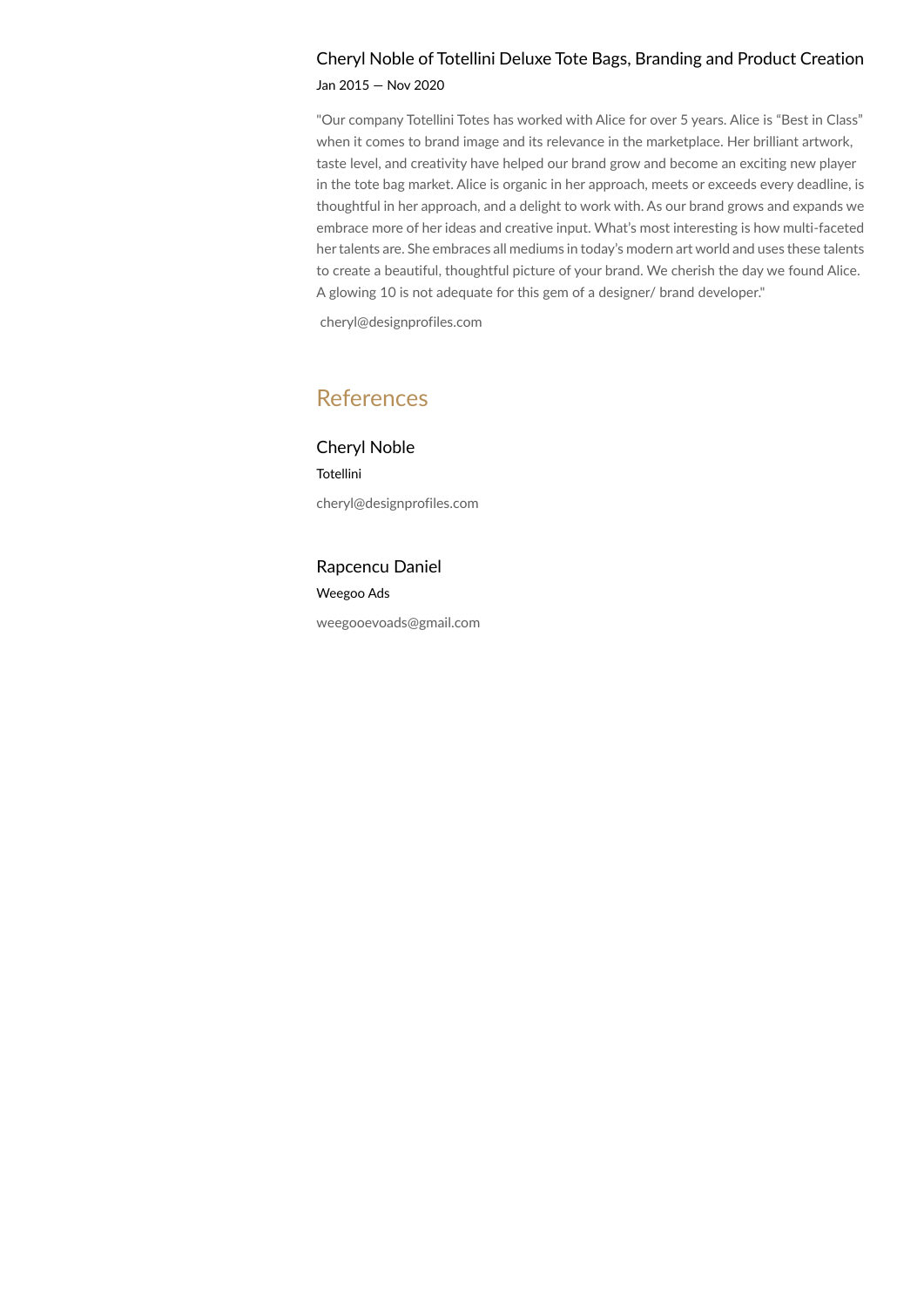### Cheryl Noble of Totellini Deluxe Tote Bags, Branding and Product Creation

Jan 2015 — Nov 2020

"Our company Totellini Totes has worked with Alice for over 5 years. Alice is “Best in Class” when it comes to brand image and its relevance in the marketplace. Her brilliant artwork, taste level, and creativity have helped our brand grow and become an exciting new player in the tote bag market. Alice is organic in her approach, meets or exceeds every deadline, is thoughtful in her approach, and a delight to work with. As our brand grows and expands we embrace more of her ideas and creative input. What’s most interesting is how multi-faceted her talents are. She embraces all mediums in today’s modern art world and uses these talents to create a beautiful, thoughtful picture of your brand. We cherish the day we found Alice. A glowing 10 is not adequate for this gem of a designer/ brand developer."

cheryl@designprofiles.com

## References

### Cheryl Noble

Totellini

cheryl@designprofiles.com

### Rapcencu Daniel

Weegoo Ads

weegooevoads@gmail.com